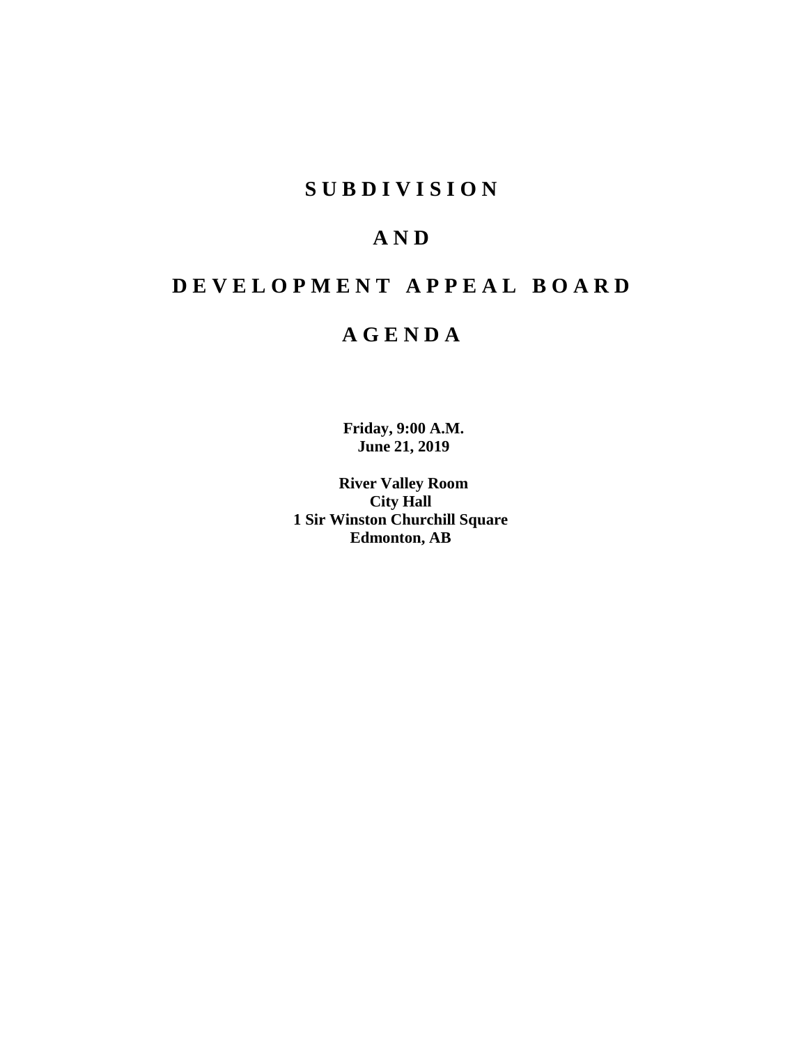# S U B D I V I S I O N

# A N D

# D E V E L O P M E N T  A P P E A L  B O A R D

# A G E N D A

**Friday, 9:00 A.M.**
**June 21, 2019**

**River Valley Room**
**City Hall**
**1 Sir Winston Churchill Square**
**Edmonton, AB**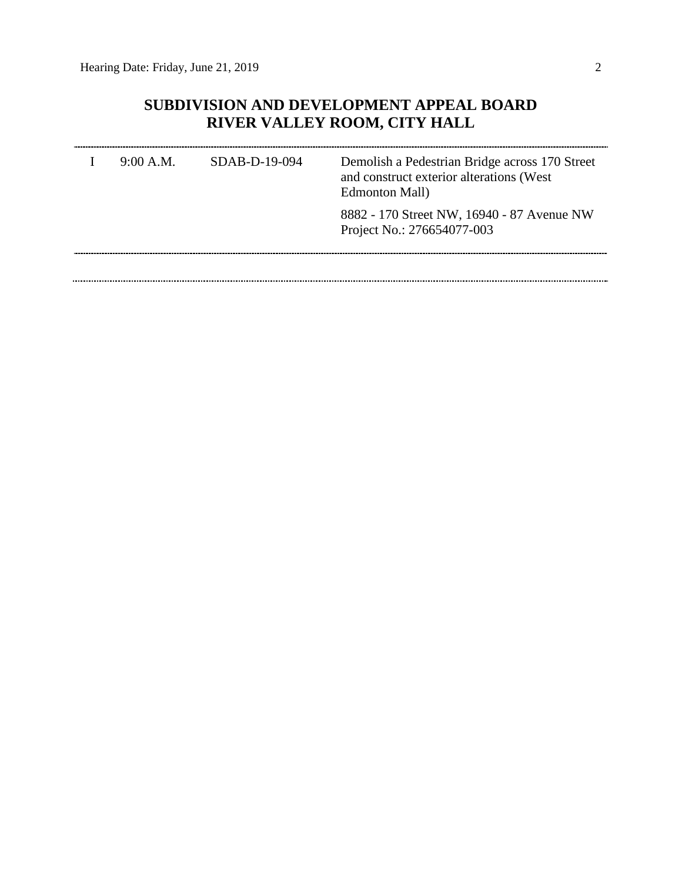## SUBDIVISION AND DEVELOPMENT APPEAL BOARD
## RIVER VALLEY ROOM, CITY HALL

| | | | |
|---|---|---|---|
| I | 9:00 A.M. | SDAB-D-19-094 | Demolish a Pedestrian Bridge across 170 Street and construct exterior alterations (West Edmonton Mall)<br><br>8882 - 170 Street NW, 16940 - 87 Avenue NW<br>Project No.: 276654077-003 |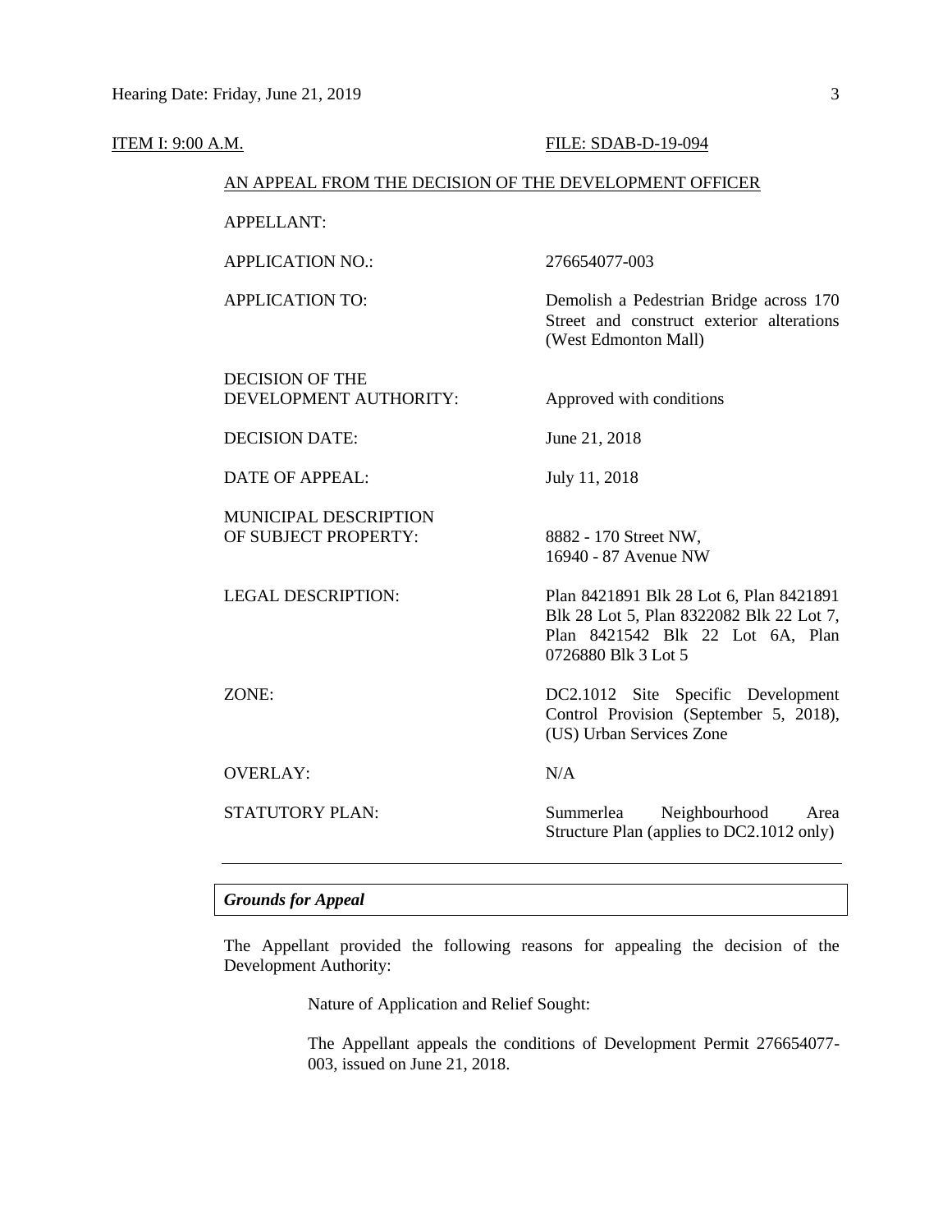ITEM I: 9:00 A.M. FILE: SDAB-D-19-094

AN APPEAL FROM THE DECISION OF THE DEVELOPMENT OFFICER

| | |
|---|---|
| APPELLANT: | |
| APPLICATION NO.: | 276654077-003 |
| APPLICATION TO: | Demolish a Pedestrian Bridge across 170 Street and construct exterior alterations (West Edmonton Mall) |
| DECISION OF THE DEVELOPMENT AUTHORITY: | Approved with conditions |
| DECISION DATE: | June 21, 2018 |
| DATE OF APPEAL: | July 11, 2018 |
| MUNICIPAL DESCRIPTION OF SUBJECT PROPERTY: | 8882 - 170 Street NW, 16940 - 87 Avenue NW |
| LEGAL DESCRIPTION: | Plan 8421891 Blk 28 Lot 6, Plan 8421891 Blk 28 Lot 5, Plan 8322082 Blk 22 Lot 7, Plan 8421542 Blk 22 Lot 6A, Plan 0726880 Blk 3 Lot 5 |
| ZONE: | DC2.1012 Site Specific Development Control Provision (September 5, 2018), (US) Urban Services Zone |
| OVERLAY: | N/A |
| STATUTORY PLAN: | Summerlea Neighbourhood Area Structure Plan (applies to DC2.1012 only) |

---

***Grounds for Appeal***

The Appellant provided the following reasons for appealing the decision of the Development Authority:

> Nature of Application and Relief Sought:
>
> The Appellant appeals the conditions of Development Permit 276654077-003, issued on June 21, 2018.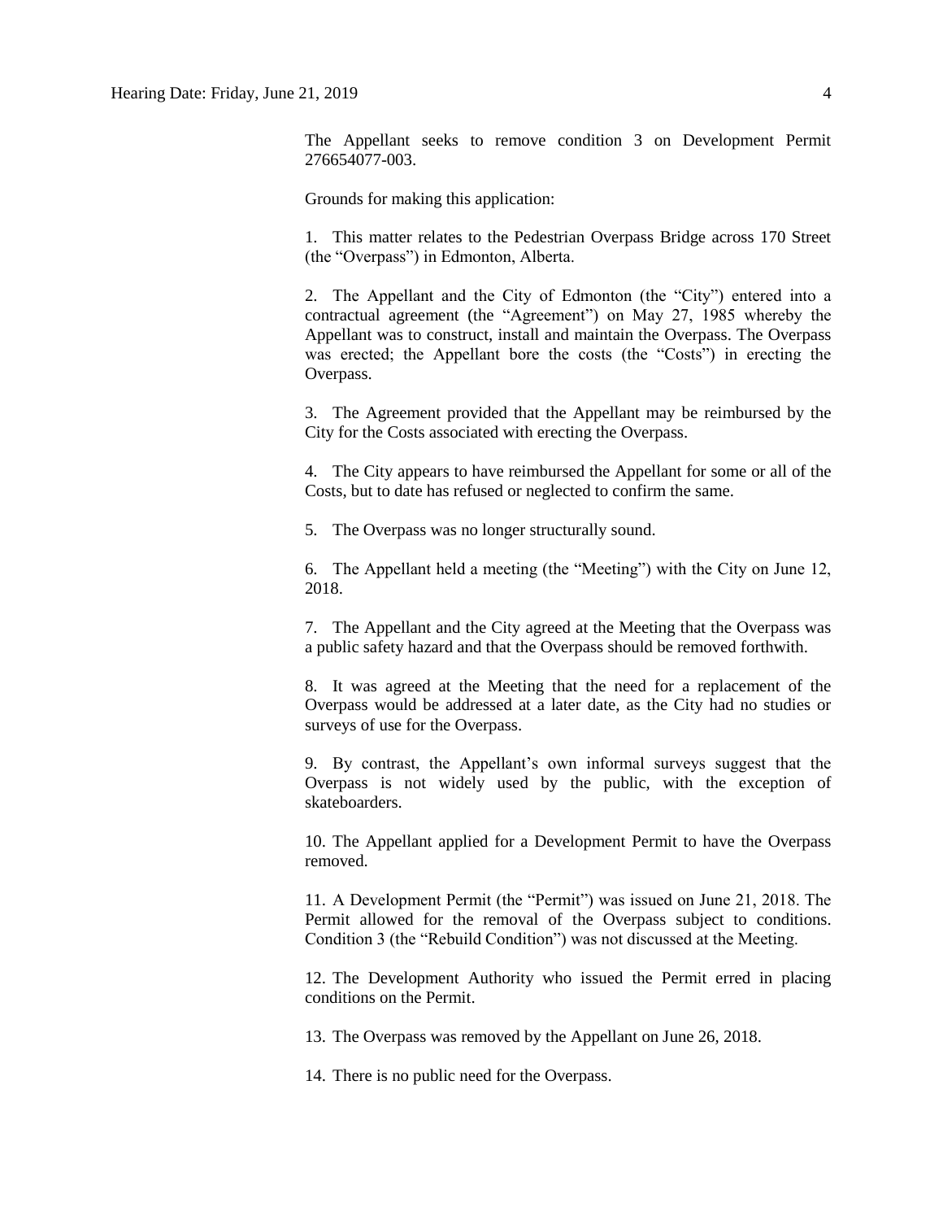The Appellant seeks to remove condition 3 on Development Permit 276654077-003.

Grounds for making this application:

1. This matter relates to the Pedestrian Overpass Bridge across 170 Street (the "Overpass") in Edmonton, Alberta.

2. The Appellant and the City of Edmonton (the "City") entered into a contractual agreement (the "Agreement") on May 27, 1985 whereby the Appellant was to construct, install and maintain the Overpass. The Overpass was erected; the Appellant bore the costs (the "Costs") in erecting the Overpass.

3. The Agreement provided that the Appellant may be reimbursed by the City for the Costs associated with erecting the Overpass.

4. The City appears to have reimbursed the Appellant for some or all of the Costs, but to date has refused or neglected to confirm the same.

5. The Overpass was no longer structurally sound.

6. The Appellant held a meeting (the "Meeting") with the City on June 12, 2018.

7. The Appellant and the City agreed at the Meeting that the Overpass was a public safety hazard and that the Overpass should be removed forthwith.

8. It was agreed at the Meeting that the need for a replacement of the Overpass would be addressed at a later date, as the City had no studies or surveys of use for the Overpass.

9. By contrast, the Appellant's own informal surveys suggest that the Overpass is not widely used by the public, with the exception of skateboarders.

10. The Appellant applied for a Development Permit to have the Overpass removed.

11. A Development Permit (the "Permit") was issued on June 21, 2018. The Permit allowed for the removal of the Overpass subject to conditions. Condition 3 (the "Rebuild Condition") was not discussed at the Meeting.

12. The Development Authority who issued the Permit erred in placing conditions on the Permit.

13. The Overpass was removed by the Appellant on June 26, 2018.

14. There is no public need for the Overpass.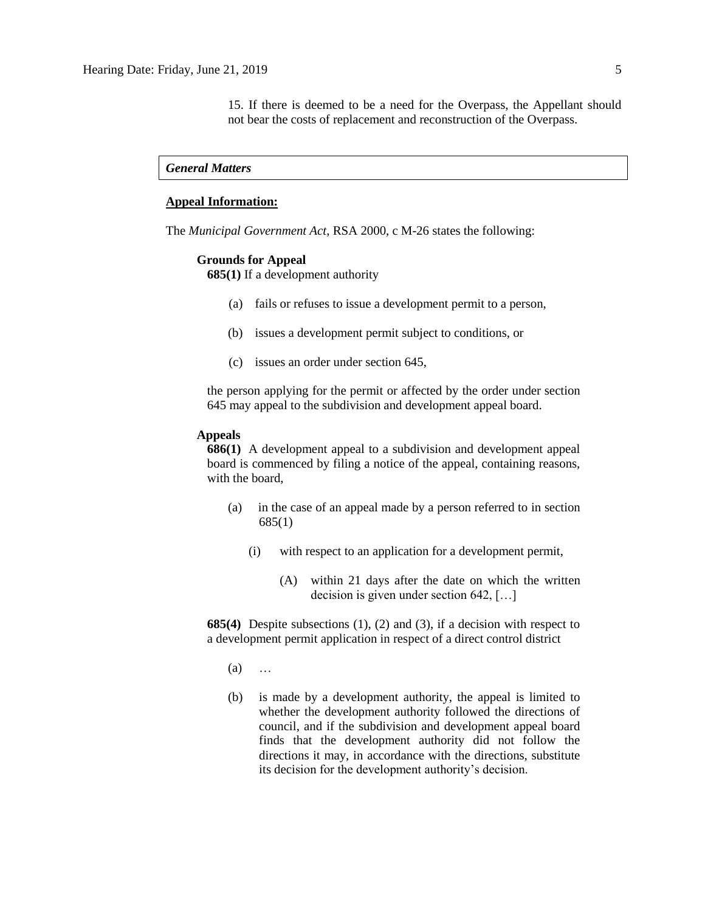15. If there is deemed to be a need for the Overpass, the Appellant should not bear the costs of replacement and reconstruction of the Overpass.

### *General Matters*

**Appeal Information:**

The *Municipal Government Act*, RSA 2000, c M-26 states the following:

**Grounds for Appeal**

**685(1)** If a development authority

(a) fails or refuses to issue a development permit to a person,

(b) issues a development permit subject to conditions, or

(c) issues an order under section 645,

the person applying for the permit or affected by the order under section 645 may appeal to the subdivision and development appeal board.

**Appeals**

**686(1)** A development appeal to a subdivision and development appeal board is commenced by filing a notice of the appeal, containing reasons, with the board,

(a) in the case of an appeal made by a person referred to in section 685(1)

(i) with respect to an application for a development permit,

(A) within 21 days after the date on which the written decision is given under section 642, […]

**685(4)** Despite subsections (1), (2) and (3), if a decision with respect to a development permit application in respect of a direct control district

(a) …

(b) is made by a development authority, the appeal is limited to whether the development authority followed the directions of council, and if the subdivision and development appeal board finds that the development authority did not follow the directions it may, in accordance with the directions, substitute its decision for the development authority's decision.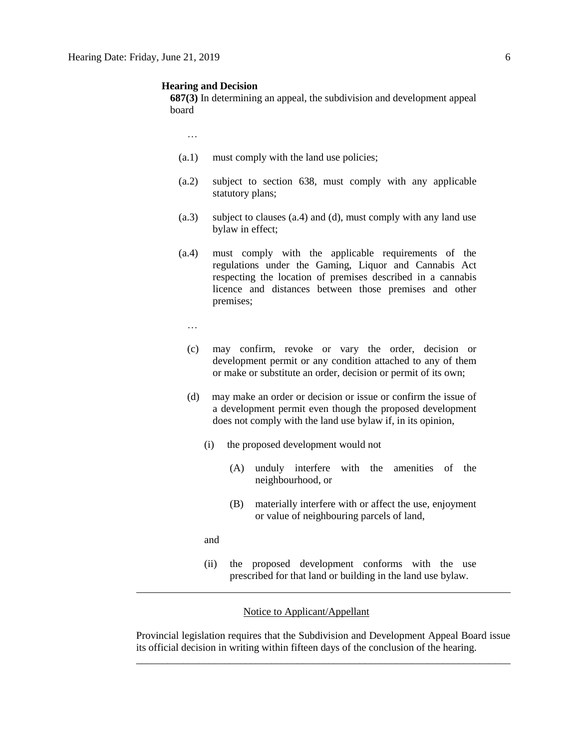**Hearing and Decision**

**687(3)** In determining an appeal, the subdivision and development appeal board

…

(a.1) must comply with the land use policies;

(a.2) subject to section 638, must comply with any applicable statutory plans;

(a.3) subject to clauses (a.4) and (d), must comply with any land use bylaw in effect;

(a.4) must comply with the applicable requirements of the regulations under the Gaming, Liquor and Cannabis Act respecting the location of premises described in a cannabis licence and distances between those premises and other premises;

…

(c) may confirm, revoke or vary the order, decision or development permit or any condition attached to any of them or make or substitute an order, decision or permit of its own;

(d) may make an order or decision or issue or confirm the issue of a development permit even though the proposed development does not comply with the land use bylaw if, in its opinion,

(i) the proposed development would not

(A) unduly interfere with the amenities of the neighbourhood, or

(B) materially interfere with or affect the use, enjoyment or value of neighbouring parcels of land,

and

(ii) the proposed development conforms with the use prescribed for that land or building in the land use bylaw.

---

Notice to Applicant/Appellant

Provincial legislation requires that the Subdivision and Development Appeal Board issue its official decision in writing within fifteen days of the conclusion of the hearing.

---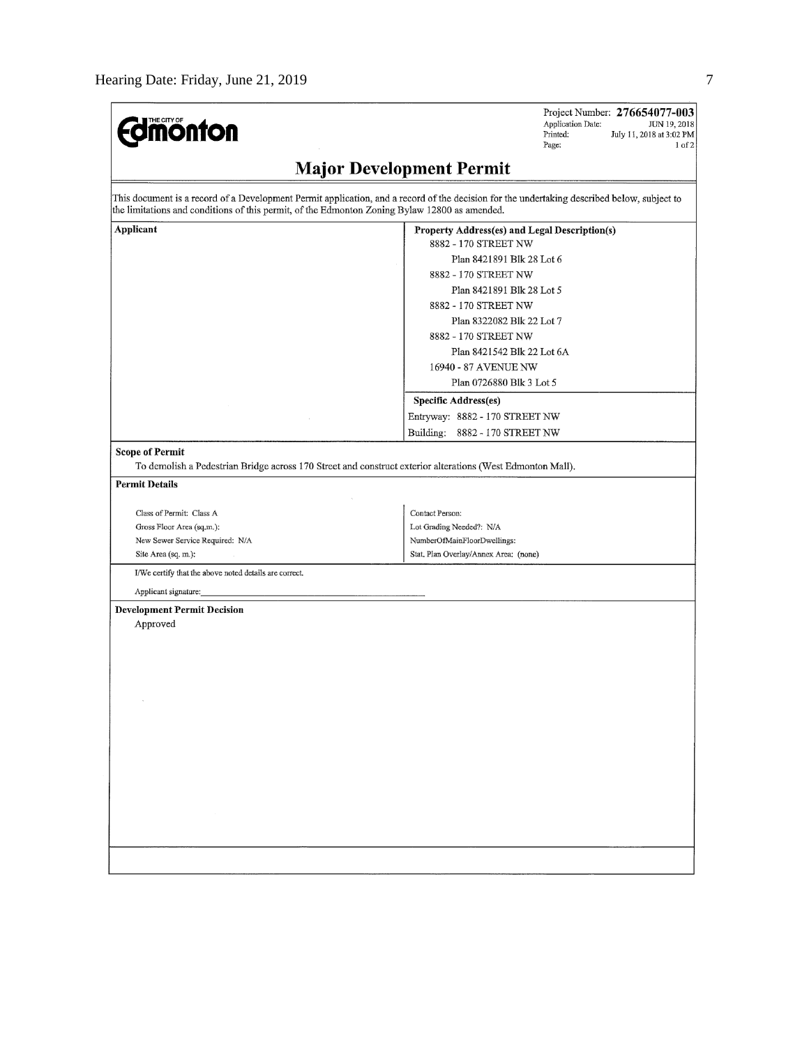**THE CITY OF Edmonton**

Project Number: **276654077-003**
Application Date: JUN 19, 2018
Printed: July 11, 2018 at 3:02 PM
Page: 1 of 2

## Major Development Permit

This document is a record of a Development Permit application, and a record of the decision for the undertaking described below, subject to the limitations and conditions of this permit, of the Edmonton Zoning Bylaw 12800 as amended.

| Applicant | Property Address(es) and Legal Description(s) |
|---|---|
| | 8882 - 170 STREET NW<br>Plan 8421891 Blk 28 Lot 6<br>8882 - 170 STREET NW<br>Plan 8421891 Blk 28 Lot 5<br>8882 - 170 STREET NW<br>Plan 8322082 Blk 22 Lot 7<br>8882 - 170 STREET NW<br>Plan 8421542 Blk 22 Lot 6A<br>16940 - 87 AVENUE NW<br>Plan 0726880 Blk 3 Lot 5 |
| | **Specific Address(es)**<br>Entryway: 8882 - 170 STREET NW<br>Building: 8882 - 170 STREET NW |

**Scope of Permit**

To demolish a Pedestrian Bridge across 170 Street and construct exterior alterations (West Edmonton Mall).

**Permit Details**

| | |
|---|---|
| Class of Permit: Class A | Contact Person: |
| Gross Floor Area (sq.m.): | Lot Grading Needed?: N/A |
| New Sewer Service Required: N/A | NumberOfMainFloorDwellings: |
| Site Area (sq. m.): | Stat. Plan Overlay/Annex Area: (none) |

I/We certify that the above noted details are correct.

Applicant signature:_______________________

**Development Permit Decision**

Approved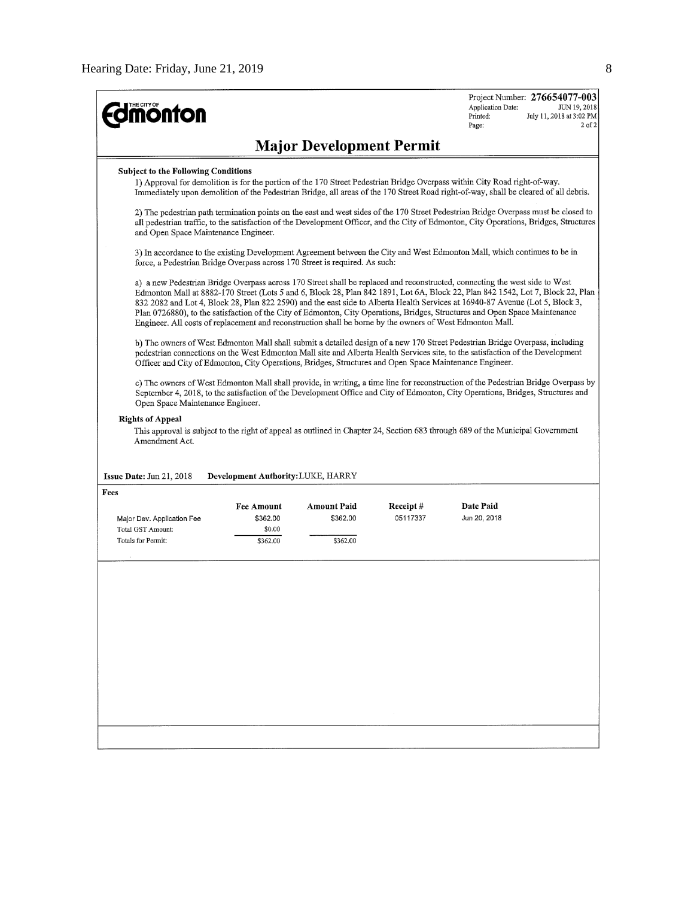**Edmonton**

Project Number: **276654077-003**
Application Date: JUN 19, 2018
Printed: July 11, 2018 at 3:02 PM
Page: 2 of 2

# Major Development Permit

**Subject to the Following Conditions**

1) Approval for demolition is for the portion of the 170 Street Pedestrian Bridge Overpass within City Road right-of-way. Immediately upon demolition of the Pedestrian Bridge, all areas of the 170 Street Road right-of-way, shall be cleared of all debris.

2) The pedestrian path termination points on the east and west sides of the 170 Street Pedestrian Bridge Overpass must be closed to all pedestrian traffic, to the satisfaction of the Development Officer, and the City of Edmonton, City Operations, Bridges, Structures and Open Space Maintenance Engineer.

3) In accordance to the existing Development Agreement between the City and West Edmonton Mall, which continues to be in force, a Pedestrian Bridge Overpass across 170 Street is required. As such:

a) a new Pedestrian Bridge Overpass across 170 Street shall be replaced and reconstructed, connecting the west side to West Edmonton Mall at 8882-170 Street (Lots 5 and 6, Block 28, Plan 842 1891, Lot 6A, Block 22, Plan 842 1542, Lot 7, Block 22, Plan 832 2082 and Lot 4, Block 28, Plan 822 2590) and the east side to Alberta Health Services at 16940-87 Avenue (Lot 5, Block 3, Plan 0726880), to the satisfaction of the City of Edmonton, City Operations, Bridges, Structures and Open Space Maintenance Engineer. All costs of replacement and reconstruction shall be borne by the owners of West Edmonton Mall.

b) The owners of West Edmonton Mall shall submit a detailed design of a new 170 Street Pedestrian Bridge Overpass, including pedestrian connections on the West Edmonton Mall site and Alberta Health Services site, to the satisfaction of the Development Officer and City of Edmonton, City Operations, Bridges, Structures and Open Space Maintenance Engineer.

c) The owners of West Edmonton Mall shall provide, in writing, a time line for reconstruction of the Pedestrian Bridge Overpass by September 4, 2018, to the satisfaction of the Development Office and City of Edmonton, City Operations, Bridges, Structures and Open Space Maintenance Engineer.

**Rights of Appeal**

This approval is subject to the right of appeal as outlined in Chapter 24, Section 683 through 689 of the Municipal Government Amendment Act.

**Issue Date:** Jun 21, 2018 **Development Authority:** LUKE, HARRY

**Fees**

| | Fee Amount | Amount Paid | Receipt # | Date Paid |
|---|---|---|---|---|
| Major Dev. Application Fee | $362.00 | $362.00 | 05117337 | Jun 20, 2018 |
| Total GST Amount: | $0.00 | | | |
| Totals for Permit: | $362.00 | $362.00 | | |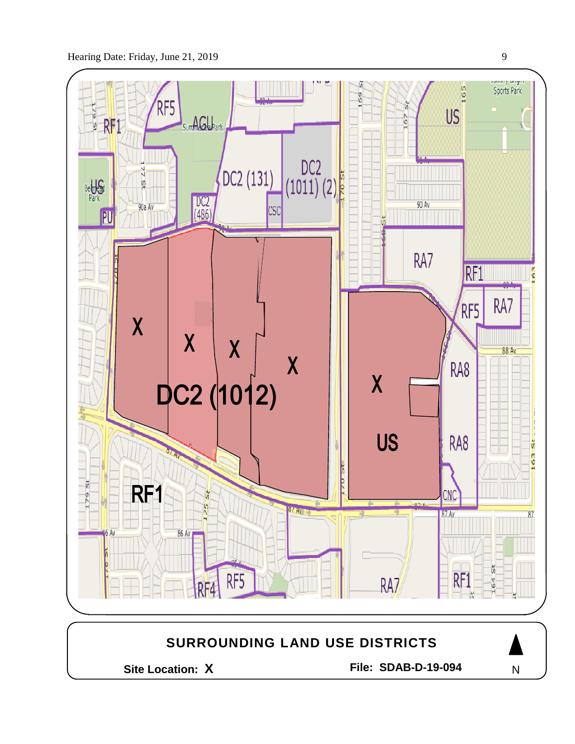RF5

AGU

Summerlea Park

RF1

179 St

177 St

US

Belmead Park

PU

90a Av

DC2 (131)

DC2 (1011) (2)

DC2 (486)

CSC

170 St

169 St

168 St

167 St

US

165 St

Sunny Bright Sports Park

91 Av

90 Av

RA7

RF1

RF5

RA7

88 Av

RA8

RA8

CNC

163 St

X

X

X

X

X

DC2 (1012)

US

87 Av

RF1

175 St

86 Av

RF4

RF5

RA7

RF1

164 St

87 Av

**SURROUNDING LAND USE DISTRICTS**

**Site Location: X**

**File: SDAB-D-19-094**

N